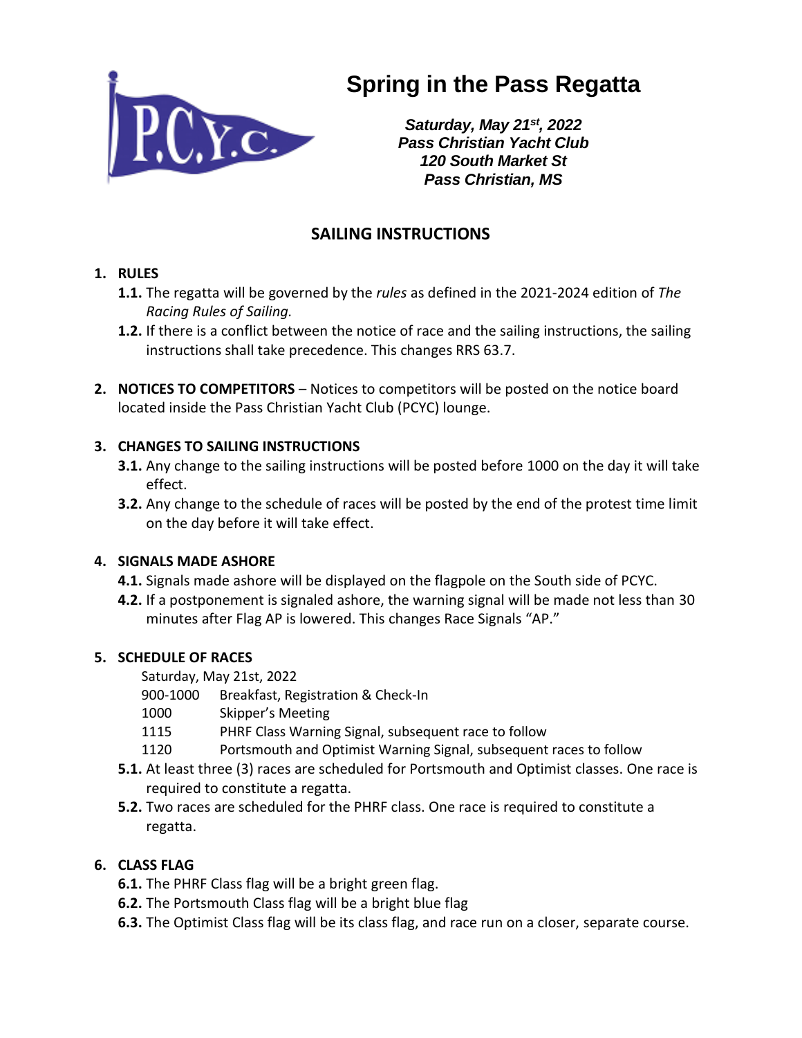# Spring in the Pass Regatta

***Saturday, May 21st, 2022***
***Pass Christian Yacht Club***
***120 South Market St***
***Pass Christian, MS***

## SAILING INSTRUCTIONS

1. **RULES**
   - **1.1.** The regatta will be governed by the *rules* as defined in the 2021-2024 edition of *The Racing Rules of Sailing.*
   - **1.2.** If there is a conflict between the notice of race and the sailing instructions, the sailing instructions shall take precedence. This changes RRS 63.7.

2. **NOTICES TO COMPETITORS** – Notices to competitors will be posted on the notice board located inside the Pass Christian Yacht Club (PCYC) lounge.

3. **CHANGES TO SAILING INSTRUCTIONS**
   - **3.1.** Any change to the sailing instructions will be posted before 1000 on the day it will take effect.
   - **3.2.** Any change to the schedule of races will be posted by the end of the protest time limit on the day before it will take effect.

4. **SIGNALS MADE ASHORE**
   - **4.1.** Signals made ashore will be displayed on the flagpole on the South side of PCYC.
   - **4.2.** If a postponement is signaled ashore, the warning signal will be made not less than 30 minutes after Flag AP is lowered. This changes Race Signals "AP."

5. **SCHEDULE OF RACES**

   Saturday, May 21st, 2022

   | | |
   |---|---|
   | 900-1000 | Breakfast, Registration & Check-In |
   | 1000 | Skipper's Meeting |
   | 1115 | PHRF Class Warning Signal, subsequent race to follow |
   | 1120 | Portsmouth and Optimist Warning Signal, subsequent races to follow |

   - **5.1.** At least three (3) races are scheduled for Portsmouth and Optimist classes. One race is required to constitute a regatta.
   - **5.2.** Two races are scheduled for the PHRF class. One race is required to constitute a regatta.

6. **CLASS FLAG**
   - **6.1.** The PHRF Class flag will be a bright green flag.
   - **6.2.** The Portsmouth Class flag will be a bright blue flag
   - **6.3.** The Optimist Class flag will be its class flag, and race run on a closer, separate course.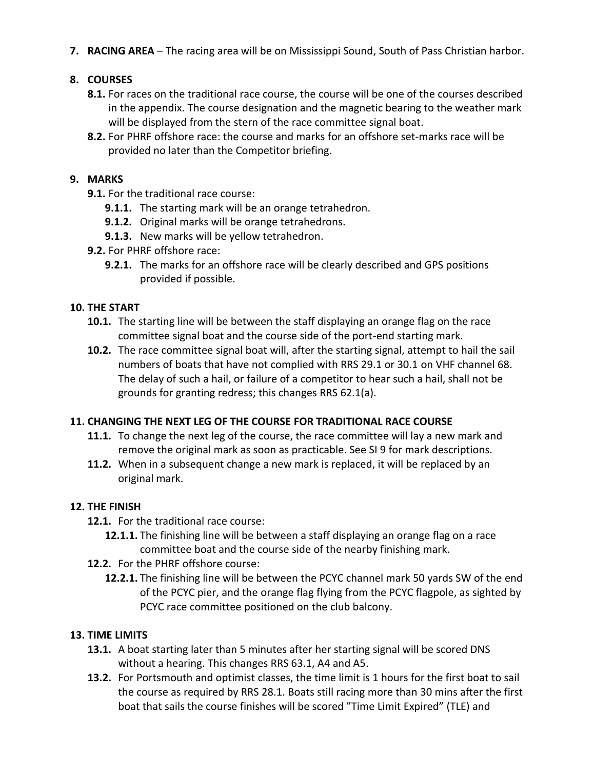**7. RACING AREA** – The racing area will be on Mississippi Sound, South of Pass Christian harbor.

**8. COURSES**

**8.1.** For races on the traditional race course, the course will be one of the courses described in the appendix. The course designation and the magnetic bearing to the weather mark will be displayed from the stern of the race committee signal boat.

**8.2.** For PHRF offshore race: the course and marks for an offshore set-marks race will be provided no later than the Competitor briefing.

**9. MARKS**

**9.1.** For the traditional race course:

**9.1.1.** The starting mark will be an orange tetrahedron.

**9.1.2.** Original marks will be orange tetrahedrons.

**9.1.3.** New marks will be yellow tetrahedron.

**9.2.** For PHRF offshore race:

**9.2.1.** The marks for an offshore race will be clearly described and GPS positions provided if possible.

**10. THE START**

**10.1.** The starting line will be between the staff displaying an orange flag on the race committee signal boat and the course side of the port-end starting mark.

**10.2.** The race committee signal boat will, after the starting signal, attempt to hail the sail numbers of boats that have not complied with RRS 29.1 or 30.1 on VHF channel 68. The delay of such a hail, or failure of a competitor to hear such a hail, shall not be grounds for granting redress; this changes RRS 62.1(a).

**11. CHANGING THE NEXT LEG OF THE COURSE FOR TRADITIONAL RACE COURSE**

**11.1.** To change the next leg of the course, the race committee will lay a new mark and remove the original mark as soon as practicable. See SI 9 for mark descriptions.

**11.2.** When in a subsequent change a new mark is replaced, it will be replaced by an original mark.

**12. THE FINISH**

**12.1.** For the traditional race course:

**12.1.1.** The finishing line will be between a staff displaying an orange flag on a race committee boat and the course side of the nearby finishing mark.

**12.2.** For the PHRF offshore course:

**12.2.1.** The finishing line will be between the PCYC channel mark 50 yards SW of the end of the PCYC pier, and the orange flag flying from the PCYC flagpole, as sighted by PCYC race committee positioned on the club balcony.

**13. TIME LIMITS**

**13.1.** A boat starting later than 5 minutes after her starting signal will be scored DNS without a hearing. This changes RRS 63.1, A4 and A5.

**13.2.** For Portsmouth and optimist classes, the time limit is 1 hours for the first boat to sail the course as required by RRS 28.1. Boats still racing more than 30 mins after the first boat that sails the course finishes will be scored "Time Limit Expired" (TLE) and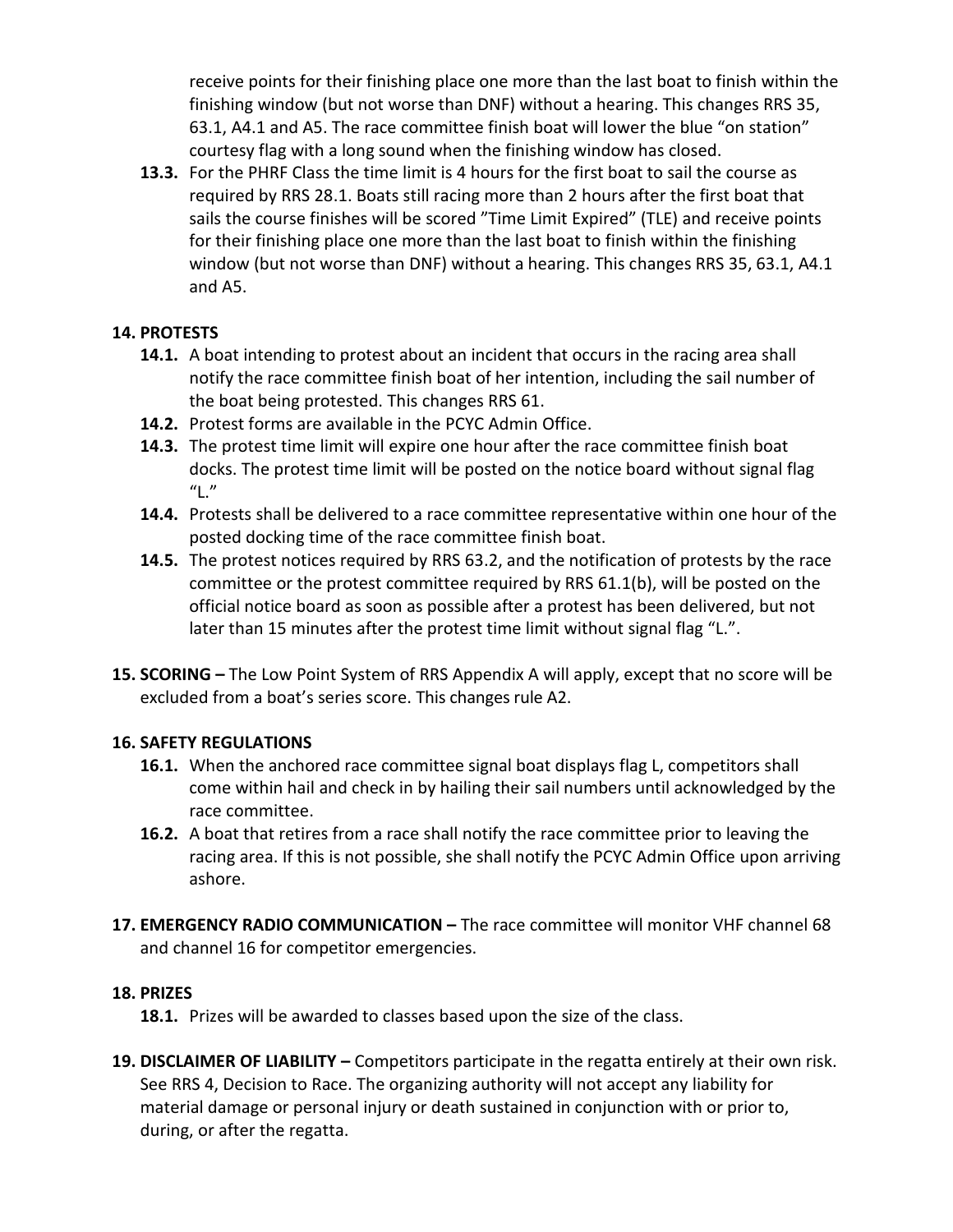receive points for their finishing place one more than the last boat to finish within the finishing window (but not worse than DNF) without a hearing. This changes RRS 35, 63.1, A4.1 and A5. The race committee finish boat will lower the blue "on station" courtesy flag with a long sound when the finishing window has closed.

**13.3.** For the PHRF Class the time limit is 4 hours for the first boat to sail the course as required by RRS 28.1. Boats still racing more than 2 hours after the first boat that sails the course finishes will be scored "Time Limit Expired" (TLE) and receive points for their finishing place one more than the last boat to finish within the finishing window (but not worse than DNF) without a hearing. This changes RRS 35, 63.1, A4.1 and A5.

## 14. PROTESTS

**14.1.** A boat intending to protest about an incident that occurs in the racing area shall notify the race committee finish boat of her intention, including the sail number of the boat being protested. This changes RRS 61.

**14.2.** Protest forms are available in the PCYC Admin Office.

**14.3.** The protest time limit will expire one hour after the race committee finish boat docks. The protest time limit will be posted on the notice board without signal flag "L."

**14.4.** Protests shall be delivered to a race committee representative within one hour of the posted docking time of the race committee finish boat.

**14.5.** The protest notices required by RRS 63.2, and the notification of protests by the race committee or the protest committee required by RRS 61.1(b), will be posted on the official notice board as soon as possible after a protest has been delivered, but not later than 15 minutes after the protest time limit without signal flag "L.".

**15. SCORING –** The Low Point System of RRS Appendix A will apply, except that no score will be excluded from a boat's series score. This changes rule A2.

## 16. SAFETY REGULATIONS

**16.1.** When the anchored race committee signal boat displays flag L, competitors shall come within hail and check in by hailing their sail numbers until acknowledged by the race committee.

**16.2.** A boat that retires from a race shall notify the race committee prior to leaving the racing area. If this is not possible, she shall notify the PCYC Admin Office upon arriving ashore.

**17. EMERGENCY RADIO COMMUNICATION –** The race committee will monitor VHF channel 68 and channel 16 for competitor emergencies.

## 18. PRIZES

**18.1.** Prizes will be awarded to classes based upon the size of the class.

**19. DISCLAIMER OF LIABILITY –** Competitors participate in the regatta entirely at their own risk. See RRS 4, Decision to Race. The organizing authority will not accept any liability for material damage or personal injury or death sustained in conjunction with or prior to, during, or after the regatta.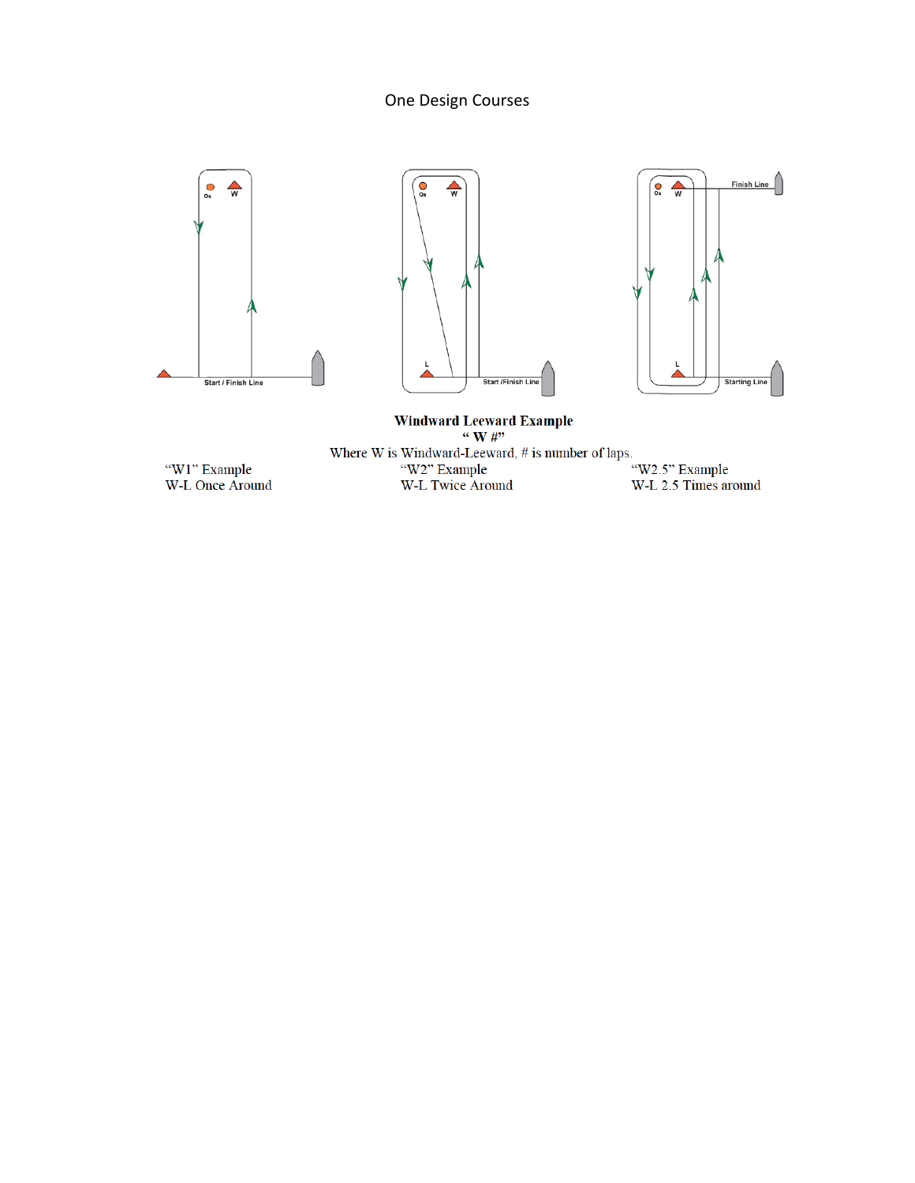# One Design Courses

Os W

Start / Finish Line

Os W

L

Start /Finish Line

Os W

Finish Line

L

Starting Line

**Windward Leeward Example**

**" W #"**

Where W is Windward-Leeward, # is number of laps.

"W1" Example
W-L Once Around

"W2" Example
W-L Twice Around

"W2.5" Example
W-L 2.5 Times around